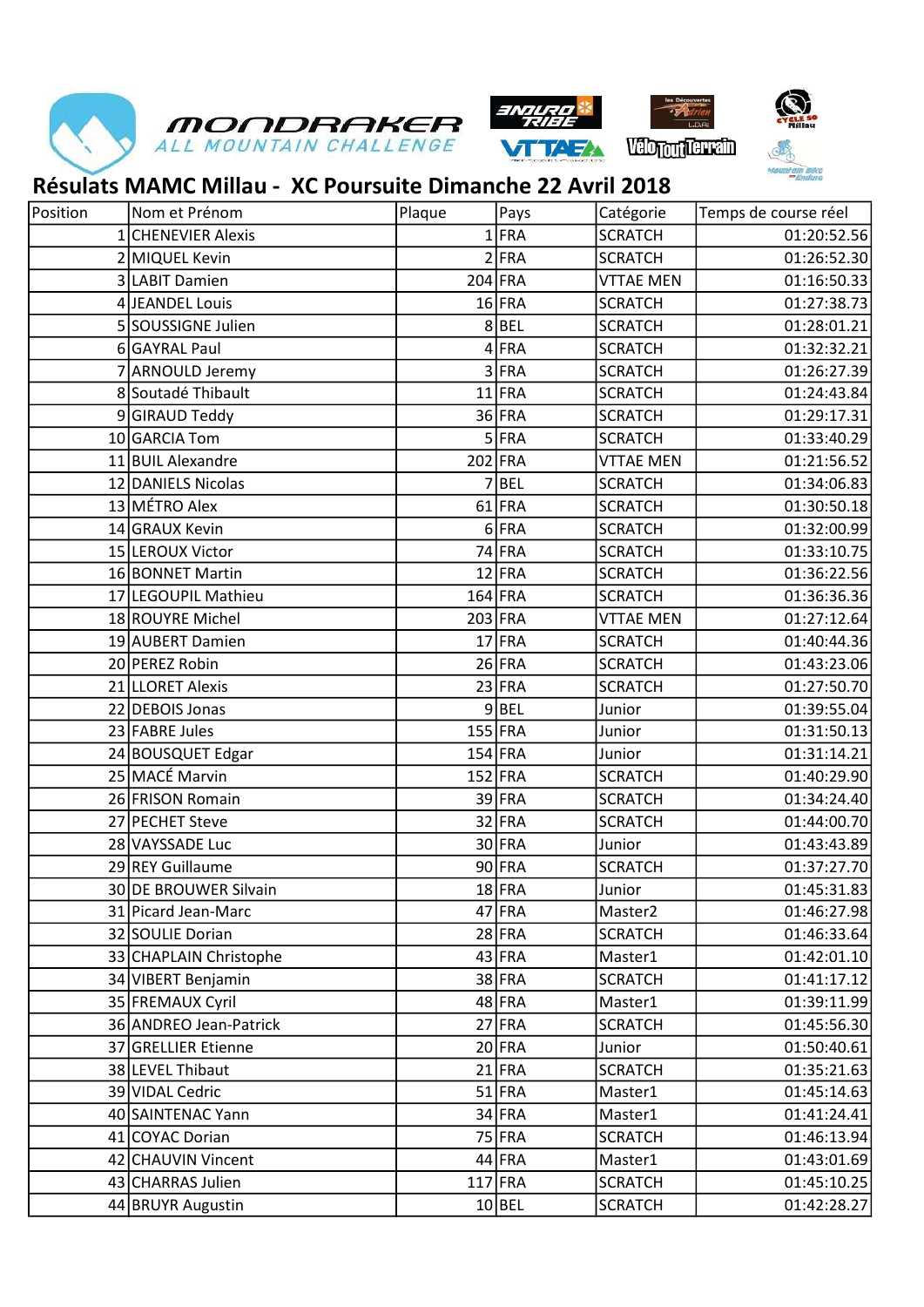# Résulats MAMC Millau - XC Poursuite Dimanche 22 Avril 2018

| Position | Nom et Prénom | Plaque | Pays | Catégorie | Temps de course réel |
|---|---|---|---|---|---|
| 1 | CHENEVIER Alexis | 1 | FRA | SCRATCH | 01:20:52.56 |
| 2 | MIQUEL Kevin | 2 | FRA | SCRATCH | 01:26:52.30 |
| 3 | LABIT Damien | 204 | FRA | VTTAE MEN | 01:16:50.33 |
| 4 | JEANDEL Louis | 16 | FRA | SCRATCH | 01:27:38.73 |
| 5 | SOUSSIGNE Julien | 8 | BEL | SCRATCH | 01:28:01.21 |
| 6 | GAYRAL Paul | 4 | FRA | SCRATCH | 01:32:32.21 |
| 7 | ARNOULD Jeremy | 3 | FRA | SCRATCH | 01:26:27.39 |
| 8 | Soutadé Thibault | 11 | FRA | SCRATCH | 01:24:43.84 |
| 9 | GIRAUD Teddy | 36 | FRA | SCRATCH | 01:29:17.31 |
| 10 | GARCIA Tom | 5 | FRA | SCRATCH | 01:33:40.29 |
| 11 | BUIL Alexandre | 202 | FRA | VTTAE MEN | 01:21:56.52 |
| 12 | DANIELS Nicolas | 7 | BEL | SCRATCH | 01:34:06.83 |
| 13 | MÉTRO Alex | 61 | FRA | SCRATCH | 01:30:50.18 |
| 14 | GRAUX Kevin | 6 | FRA | SCRATCH | 01:32:00.99 |
| 15 | LEROUX Victor | 74 | FRA | SCRATCH | 01:33:10.75 |
| 16 | BONNET Martin | 12 | FRA | SCRATCH | 01:36:22.56 |
| 17 | LEGOUPIL Mathieu | 164 | FRA | SCRATCH | 01:36:36.36 |
| 18 | ROUYRE Michel | 203 | FRA | VTTAE MEN | 01:27:12.64 |
| 19 | AUBERT Damien | 17 | FRA | SCRATCH | 01:40:44.36 |
| 20 | PEREZ Robin | 26 | FRA | SCRATCH | 01:43:23.06 |
| 21 | LLORET Alexis | 23 | FRA | SCRATCH | 01:27:50.70 |
| 22 | DEBOIS Jonas | 9 | BEL | Junior | 01:39:55.04 |
| 23 | FABRE Jules | 155 | FRA | Junior | 01:31:50.13 |
| 24 | BOUSQUET Edgar | 154 | FRA | Junior | 01:31:14.21 |
| 25 | MACÉ Marvin | 152 | FRA | SCRATCH | 01:40:29.90 |
| 26 | FRISON Romain | 39 | FRA | SCRATCH | 01:34:24.40 |
| 27 | PECHET Steve | 32 | FRA | SCRATCH | 01:44:00.70 |
| 28 | VAYSSADE Luc | 30 | FRA | Junior | 01:43:43.89 |
| 29 | REY Guillaume | 90 | FRA | SCRATCH | 01:37:27.70 |
| 30 | DE BROUWER Silvain | 18 | FRA | Junior | 01:45:31.83 |
| 31 | Picard Jean-Marc | 47 | FRA | Master2 | 01:46:27.98 |
| 32 | SOULIE Dorian | 28 | FRA | SCRATCH | 01:46:33.64 |
| 33 | CHAPLAIN Christophe | 43 | FRA | Master1 | 01:42:01.10 |
| 34 | VIBERT Benjamin | 38 | FRA | SCRATCH | 01:41:17.12 |
| 35 | FREMAUX Cyril | 48 | FRA | Master1 | 01:39:11.99 |
| 36 | ANDREO Jean-Patrick | 27 | FRA | SCRATCH | 01:45:56.30 |
| 37 | GRELLIER Etienne | 20 | FRA | Junior | 01:50:40.61 |
| 38 | LEVEL Thibaut | 21 | FRA | SCRATCH | 01:35:21.63 |
| 39 | VIDAL Cedric | 51 | FRA | Master1 | 01:45:14.63 |
| 40 | SAINTENAC Yann | 34 | FRA | Master1 | 01:41:24.41 |
| 41 | COYAC Dorian | 75 | FRA | SCRATCH | 01:46:13.94 |
| 42 | CHAUVIN Vincent | 44 | FRA | Master1 | 01:43:01.69 |
| 43 | CHARRAS Julien | 117 | FRA | SCRATCH | 01:45:10.25 |
| 44 | BRUYR Augustin | 10 | BEL | SCRATCH | 01:42:28.27 |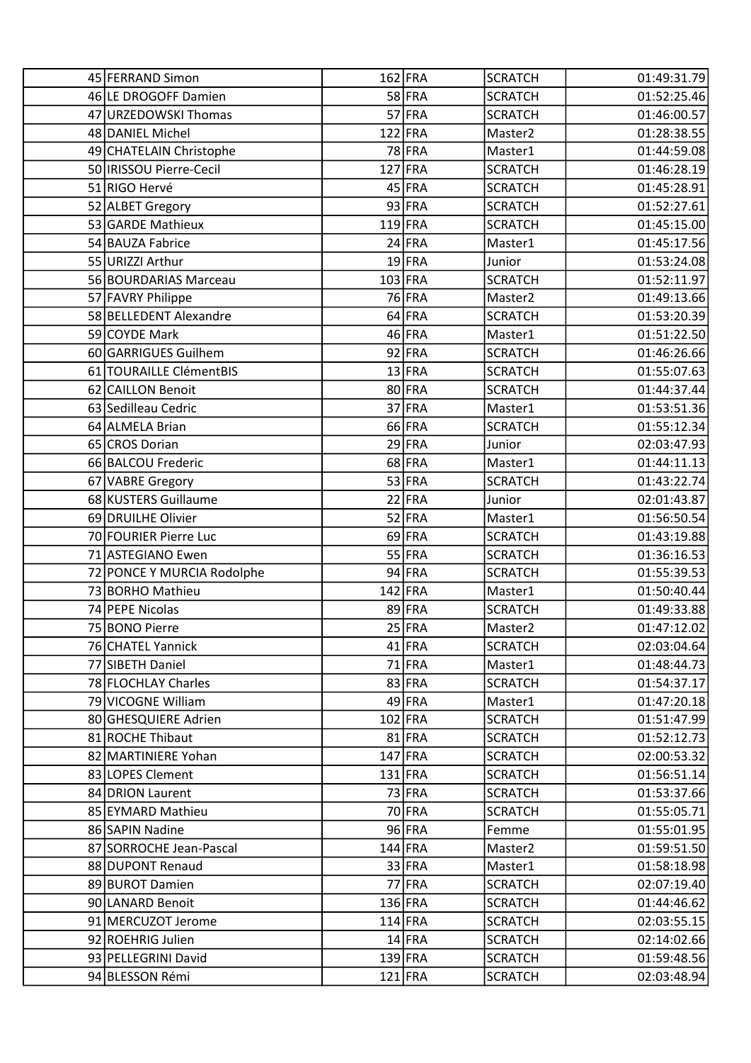| | | | | | |
|---|---|---|---|---|---|
| 45 | FERRAND Simon | 162 | FRA | SCRATCH | 01:49:31.79 |
| 46 | LE DROGOFF Damien | 58 | FRA | SCRATCH | 01:52:25.46 |
| 47 | URZEDOWSKI Thomas | 57 | FRA | SCRATCH | 01:46:00.57 |
| 48 | DANIEL Michel | 122 | FRA | Master2 | 01:28:38.55 |
| 49 | CHATELAIN Christophe | 78 | FRA | Master1 | 01:44:59.08 |
| 50 | IRISSOU Pierre-Cecil | 127 | FRA | SCRATCH | 01:46:28.19 |
| 51 | RIGO Hervé | 45 | FRA | SCRATCH | 01:45:28.91 |
| 52 | ALBET Gregory | 93 | FRA | SCRATCH | 01:52:27.61 |
| 53 | GARDE Mathieux | 119 | FRA | SCRATCH | 01:45:15.00 |
| 54 | BAUZA Fabrice | 24 | FRA | Master1 | 01:45:17.56 |
| 55 | URIZZI Arthur | 19 | FRA | Junior | 01:53:24.08 |
| 56 | BOURDARIAS Marceau | 103 | FRA | SCRATCH | 01:52:11.97 |
| 57 | FAVRY Philippe | 76 | FRA | Master2 | 01:49:13.66 |
| 58 | BELLEDENT Alexandre | 64 | FRA | SCRATCH | 01:53:20.39 |
| 59 | COYDE Mark | 46 | FRA | Master1 | 01:51:22.50 |
| 60 | GARRIGUES Guilhem | 92 | FRA | SCRATCH | 01:46:26.66 |
| 61 | TOURAILLE ClémentBIS | 13 | FRA | SCRATCH | 01:55:07.63 |
| 62 | CAILLON Benoit | 80 | FRA | SCRATCH | 01:44:37.44 |
| 63 | Sedilleau Cedric | 37 | FRA | Master1 | 01:53:51.36 |
| 64 | ALMELA Brian | 66 | FRA | SCRATCH | 01:55:12.34 |
| 65 | CROS Dorian | 29 | FRA | Junior | 02:03:47.93 |
| 66 | BALCOU Frederic | 68 | FRA | Master1 | 01:44:11.13 |
| 67 | VABRE Gregory | 53 | FRA | SCRATCH | 01:43:22.74 |
| 68 | KUSTERS Guillaume | 22 | FRA | Junior | 02:01:43.87 |
| 69 | DRUILHE Olivier | 52 | FRA | Master1 | 01:56:50.54 |
| 70 | FOURIER Pierre Luc | 69 | FRA | SCRATCH | 01:43:19.88 |
| 71 | ASTEGIANO Ewen | 55 | FRA | SCRATCH | 01:36:16.53 |
| 72 | PONCE Y MURCIA Rodolphe | 94 | FRA | SCRATCH | 01:55:39.53 |
| 73 | BORHO Mathieu | 142 | FRA | Master1 | 01:50:40.44 |
| 74 | PEPE Nicolas | 89 | FRA | SCRATCH | 01:49:33.88 |
| 75 | BONO Pierre | 25 | FRA | Master2 | 01:47:12.02 |
| 76 | CHATEL Yannick | 41 | FRA | SCRATCH | 02:03:04.64 |
| 77 | SIBETH Daniel | 71 | FRA | Master1 | 01:48:44.73 |
| 78 | FLOCHLAY Charles | 83 | FRA | SCRATCH | 01:54:37.17 |
| 79 | VICOGNE William | 49 | FRA | Master1 | 01:47:20.18 |
| 80 | GHESQUIERE Adrien | 102 | FRA | SCRATCH | 01:51:47.99 |
| 81 | ROCHE Thibaut | 81 | FRA | SCRATCH | 01:52:12.73 |
| 82 | MARTINIERE Yohan | 147 | FRA | SCRATCH | 02:00:53.32 |
| 83 | LOPES Clement | 131 | FRA | SCRATCH | 01:56:51.14 |
| 84 | DRION Laurent | 73 | FRA | SCRATCH | 01:53:37.66 |
| 85 | EYMARD Mathieu | 70 | FRA | SCRATCH | 01:55:05.71 |
| 86 | SAPIN Nadine | 96 | FRA | Femme | 01:55:01.95 |
| 87 | SORROCHE Jean-Pascal | 144 | FRA | Master2 | 01:59:51.50 |
| 88 | DUPONT Renaud | 33 | FRA | Master1 | 01:58:18.98 |
| 89 | BUROT Damien | 77 | FRA | SCRATCH | 02:07:19.40 |
| 90 | LANARD Benoit | 136 | FRA | SCRATCH | 01:44:46.62 |
| 91 | MERCUZOT Jerome | 114 | FRA | SCRATCH | 02:03:55.15 |
| 92 | ROEHRIG Julien | 14 | FRA | SCRATCH | 02:14:02.66 |
| 93 | PELLEGRINI David | 139 | FRA | SCRATCH | 01:59:48.56 |
| 94 | BLESSON Rémi | 121 | FRA | SCRATCH | 02:03:48.94 |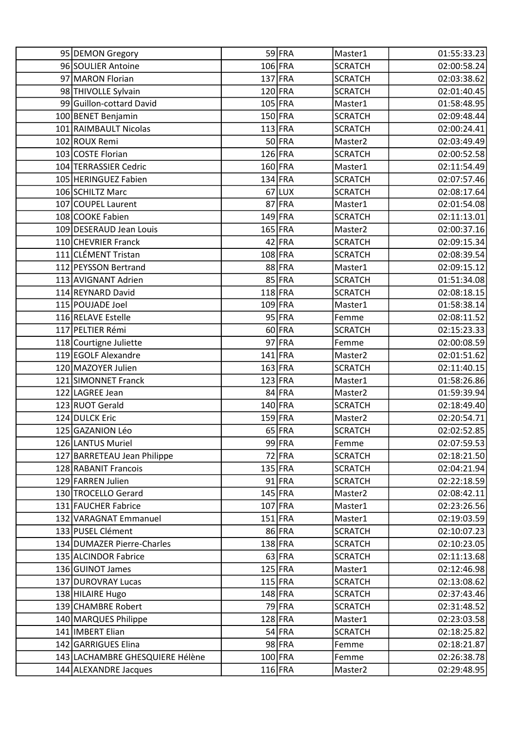| 95 | DEMON Gregory | 59 | FRA | Master1 | 01:55:33.23 |
|---|---|---|---|---|---|
| 96 | SOULIER Antoine | 106 | FRA | SCRATCH | 02:00:58.24 |
| 97 | MARON Florian | 137 | FRA | SCRATCH | 02:03:38.62 |
| 98 | THIVOLLE Sylvain | 120 | FRA | SCRATCH | 02:01:40.45 |
| 99 | Guillon-cottard David | 105 | FRA | Master1 | 01:58:48.95 |
| 100 | BENET Benjamin | 150 | FRA | SCRATCH | 02:09:48.44 |
| 101 | RAIMBAULT Nicolas | 113 | FRA | SCRATCH | 02:00:24.41 |
| 102 | ROUX Remi | 50 | FRA | Master2 | 02:03:49.49 |
| 103 | COSTE Florian | 126 | FRA | SCRATCH | 02:00:52.58 |
| 104 | TERRASSIER Cedric | 160 | FRA | Master1 | 02:11:54.49 |
| 105 | HERINGUEZ Fabien | 134 | FRA | SCRATCH | 02:07:57.46 |
| 106 | SCHILTZ Marc | 67 | LUX | SCRATCH | 02:08:17.64 |
| 107 | COUPEL Laurent | 87 | FRA | Master1 | 02:01:54.08 |
| 108 | COOKE Fabien | 149 | FRA | SCRATCH | 02:11:13.01 |
| 109 | DESERAUD Jean Louis | 165 | FRA | Master2 | 02:00:37.16 |
| 110 | CHEVRIER Franck | 42 | FRA | SCRATCH | 02:09:15.34 |
| 111 | CLÉMENT Tristan | 108 | FRA | SCRATCH | 02:08:39.54 |
| 112 | PEYSSON Bertrand | 88 | FRA | Master1 | 02:09:15.12 |
| 113 | AVIGNANT Adrien | 85 | FRA | SCRATCH | 01:51:34.08 |
| 114 | REYNARD David | 118 | FRA | SCRATCH | 02:08:18.15 |
| 115 | POUJADE Joel | 109 | FRA | Master1 | 01:58:38.14 |
| 116 | RELAVE Estelle | 95 | FRA | Femme | 02:08:11.52 |
| 117 | PELTIER Rémi | 60 | FRA | SCRATCH | 02:15:23.33 |
| 118 | Courtigne Juliette | 97 | FRA | Femme | 02:00:08.59 |
| 119 | EGOLF Alexandre | 141 | FRA | Master2 | 02:01:51.62 |
| 120 | MAZOYER Julien | 163 | FRA | SCRATCH | 02:11:40.15 |
| 121 | SIMONNET Franck | 123 | FRA | Master1 | 01:58:26.86 |
| 122 | LAGREE Jean | 84 | FRA | Master2 | 01:59:39.94 |
| 123 | RUOT Gerald | 140 | FRA | SCRATCH | 02:18:49.40 |
| 124 | DULCK Eric | 159 | FRA | Master2 | 02:20:54.71 |
| 125 | GAZANION Léo | 65 | FRA | SCRATCH | 02:02:52.85 |
| 126 | LANTUS Muriel | 99 | FRA | Femme | 02:07:59.53 |
| 127 | BARRETEAU Jean Philippe | 72 | FRA | SCRATCH | 02:18:21.50 |
| 128 | RABANIT Francois | 135 | FRA | SCRATCH | 02:04:21.94 |
| 129 | FARREN Julien | 91 | FRA | SCRATCH | 02:22:18.59 |
| 130 | TROCELLO Gerard | 145 | FRA | Master2 | 02:08:42.11 |
| 131 | FAUCHER Fabrice | 107 | FRA | Master1 | 02:23:26.56 |
| 132 | VARAGNAT Emmanuel | 151 | FRA | Master1 | 02:19:03.59 |
| 133 | PUSEL Clément | 86 | FRA | SCRATCH | 02:10:07.23 |
| 134 | DUMAZER Pierre-Charles | 138 | FRA | SCRATCH | 02:10:23.05 |
| 135 | ALCINDOR Fabrice | 63 | FRA | SCRATCH | 02:11:13.68 |
| 136 | GUINOT James | 125 | FRA | Master1 | 02:12:46.98 |
| 137 | DUROVRAY Lucas | 115 | FRA | SCRATCH | 02:13:08.62 |
| 138 | HILAIRE Hugo | 148 | FRA | SCRATCH | 02:37:43.46 |
| 139 | CHAMBRE Robert | 79 | FRA | SCRATCH | 02:31:48.52 |
| 140 | MARQUES Philippe | 128 | FRA | Master1 | 02:23:03.58 |
| 141 | IMBERT Elian | 54 | FRA | SCRATCH | 02:18:25.82 |
| 142 | GARRIGUES Elina | 98 | FRA | Femme | 02:18:21.87 |
| 143 | LACHAMBRE GHESQUIERE Hélène | 100 | FRA | Femme | 02:26:38.78 |
| 144 | ALEXANDRE Jacques | 116 | FRA | Master2 | 02:29:48.95 |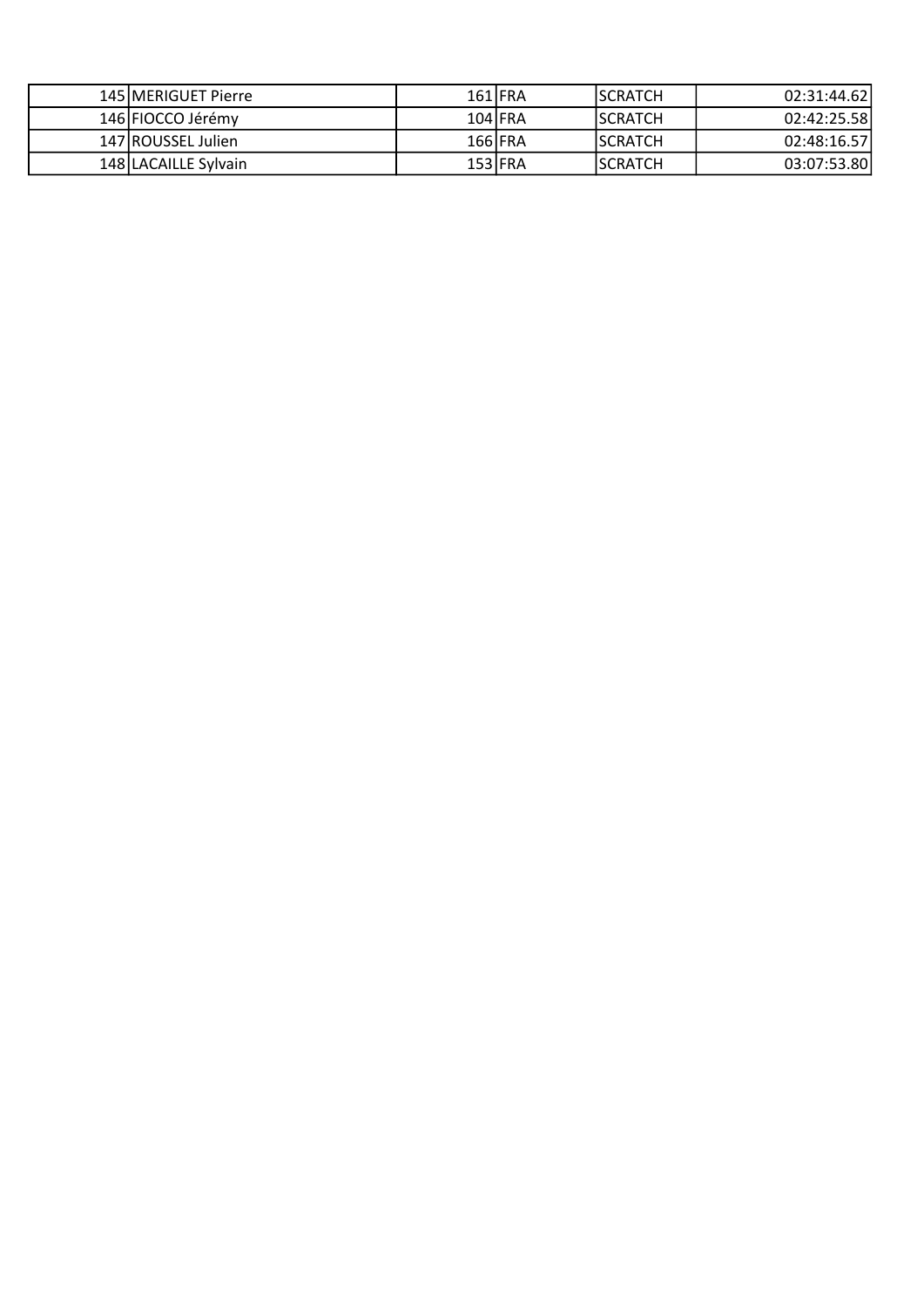| | | | | | |
|---|---|---|---|---|---|
| 145 | MERIGUET Pierre | 161 | FRA | SCRATCH | 02:31:44.62 |
| 146 | FIOCCO Jérémy | 104 | FRA | SCRATCH | 02:42:25.58 |
| 147 | ROUSSEL Julien | 166 | FRA | SCRATCH | 02:48:16.57 |
| 148 | LACAILLE Sylvain | 153 | FRA | SCRATCH | 03:07:53.80 |